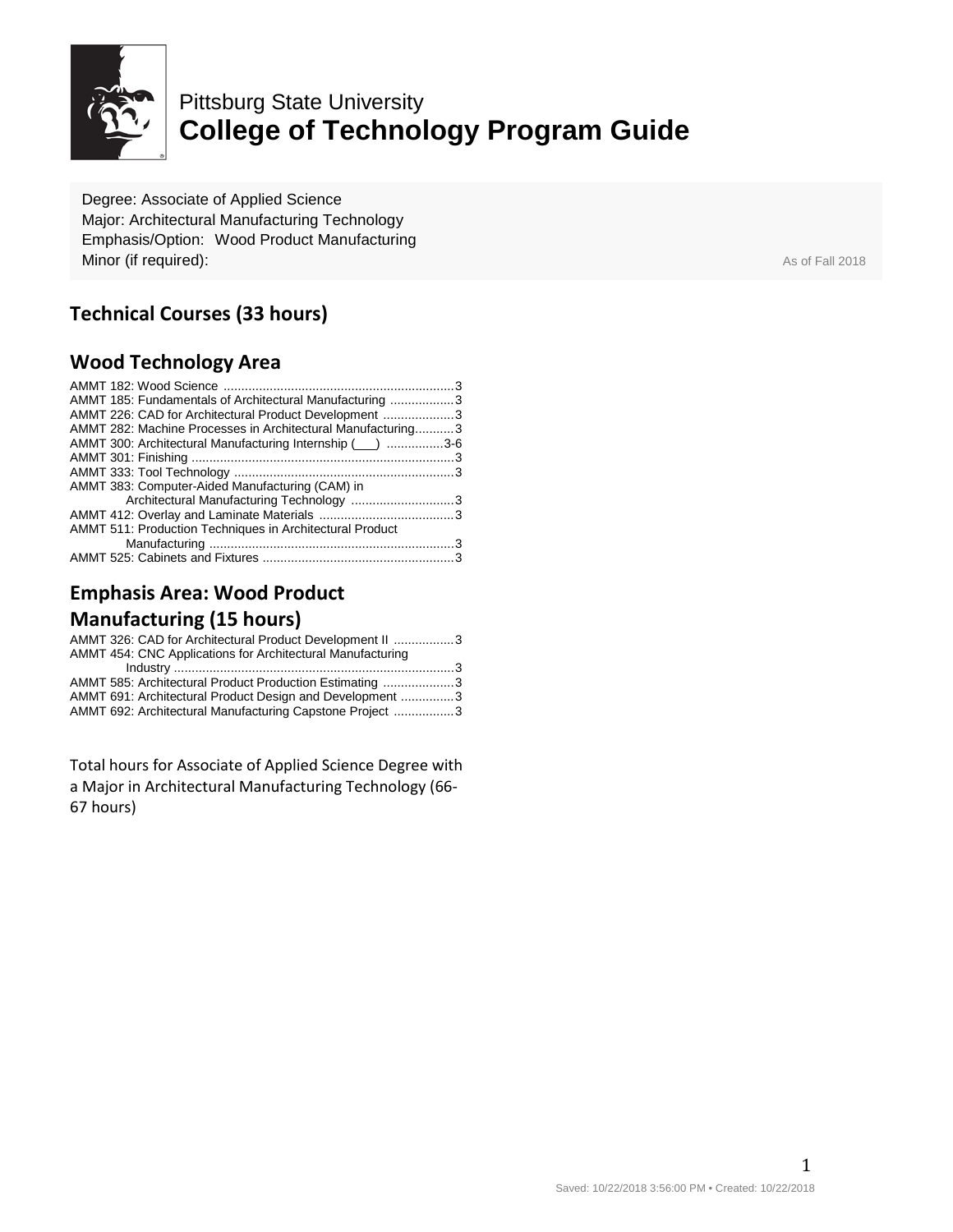Pittsburg State University

# College of Technology Program Guide

Degree: Associate of Applied Science
Major: Architectural Manufacturing Technology
Emphasis/Option: Wood Product Manufacturing
Minor (if required):

As of Fall 2018

## Technical Courses (33 hours)

## Wood Technology Area

AMMT 182: Wood Science ....................................................................3
AMMT 185: Fundamentals of Architectural Manufacturing ..................3
AMMT 226: CAD for Architectural Product Development ....................3
AMMT 282: Machine Processes in Architectural Manufacturing...........3
AMMT 300: Architectural Manufacturing Internship (___) ................3-6
AMMT 301: Finishing ..........................................................................3
AMMT 333: Tool Technology .............................................................3
AMMT 383: Computer-Aided Manufacturing (CAM) in Architectural Manufacturing Technology .............................3
AMMT 412: Overlay and Laminate Materials ......................................3
AMMT 511: Production Techniques in Architectural Product Manufacturing .....................................................................3
AMMT 525: Cabinets and Fixtures ......................................................3

## Emphasis Area: Wood Product Manufacturing (15 hours)

AMMT 326: CAD for Architectural Product Development II .................3
AMMT 454: CNC Applications for Architectural Manufacturing Industry ...............................................................................3
AMMT 585: Architectural Product Production Estimating ....................3
AMMT 691: Architectural Product Design and Development ...............3
AMMT 692: Architectural Manufacturing Capstone Project .................3

Total hours for Associate of Applied Science Degree with a Major in Architectural Manufacturing Technology (66-67 hours)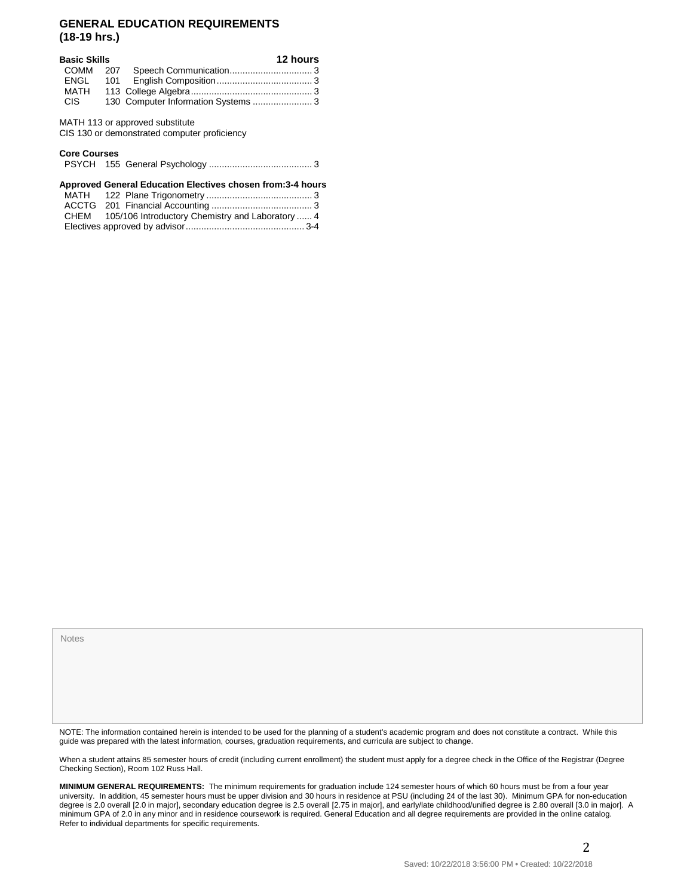## GENERAL EDUCATION REQUIREMENTS (18-19 hrs.)

**Basic Skills** **12 hours**

| | | | |
|---|---|---|---|
| COMM | 207 | Speech Communication | 3 |
| ENGL | 101 | English Composition | 3 |
| MATH | 113 | College Algebra | 3 |
| CIS | 130 | Computer Information Systems | 3 |

MATH 113 or approved substitute
CIS 130 or demonstrated computer proficiency

**Core Courses**

| | | | |
|---|---|---|---|
| PSYCH | 155 | General Psychology | 3 |

**Approved General Education Electives chosen from:3-4 hours**

| | | | |
|---|---|---|---|
| MATH | 122 | Plane Trigonometry | 3 |
| ACCTG | 201 | Financial Accounting | 3 |
| CHEM | 105/106 | Introductory Chemistry and Laboratory | 4 |
| Electives approved by advisor | | | 3-4 |

Notes

NOTE: The information contained herein is intended to be used for the planning of a student's academic program and does not constitute a contract. While this guide was prepared with the latest information, courses, graduation requirements, and curricula are subject to change.

When a student attains 85 semester hours of credit (including current enrollment) the student must apply for a degree check in the Office of the Registrar (Degree Checking Section), Room 102 Russ Hall.

**MINIMUM GENERAL REQUIREMENTS:** The minimum requirements for graduation include 124 semester hours of which 60 hours must be from a four year university. In addition, 45 semester hours must be upper division and 30 hours in residence at PSU (including 24 of the last 30). Minimum GPA for non-education degree is 2.0 overall [2.0 in major], secondary education degree is 2.5 overall [2.75 in major], and early/late childhood/unified degree is 2.80 overall [3.0 in major]. A minimum GPA of 2.0 in any minor and in residence coursework is required. General Education and all degree requirements are provided in the online catalog. Refer to individual departments for specific requirements.

Saved: 10/22/2018 3:56:00 PM • Created: 10/22/2018